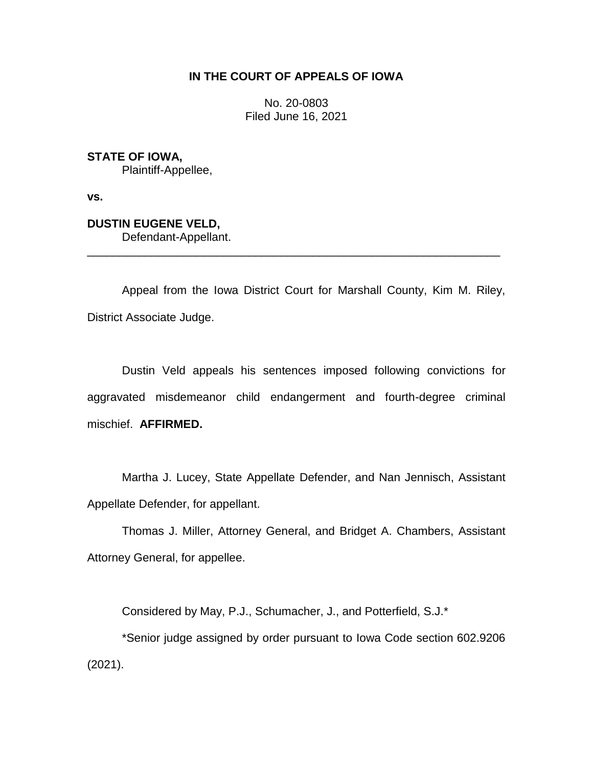**IN THE COURT OF APPEALS OF IOWA**

No. 20-0803
Filed June 16, 2021

**STATE OF IOWA,**
Plaintiff-Appellee,

**vs.**

**DUSTIN EUGENE VELD,**
Defendant-Appellant.

---

Appeal from the Iowa District Court for Marshall County, Kim M. Riley, District Associate Judge.

Dustin Veld appeals his sentences imposed following convictions for aggravated misdemeanor child endangerment and fourth-degree criminal mischief. **AFFIRMED.**

Martha J. Lucey, State Appellate Defender, and Nan Jennisch, Assistant Appellate Defender, for appellant.

Thomas J. Miller, Attorney General, and Bridget A. Chambers, Assistant Attorney General, for appellee.

Considered by May, P.J., Schumacher, J., and Potterfield, S.J.*

*Senior judge assigned by order pursuant to Iowa Code section 602.9206 (2021).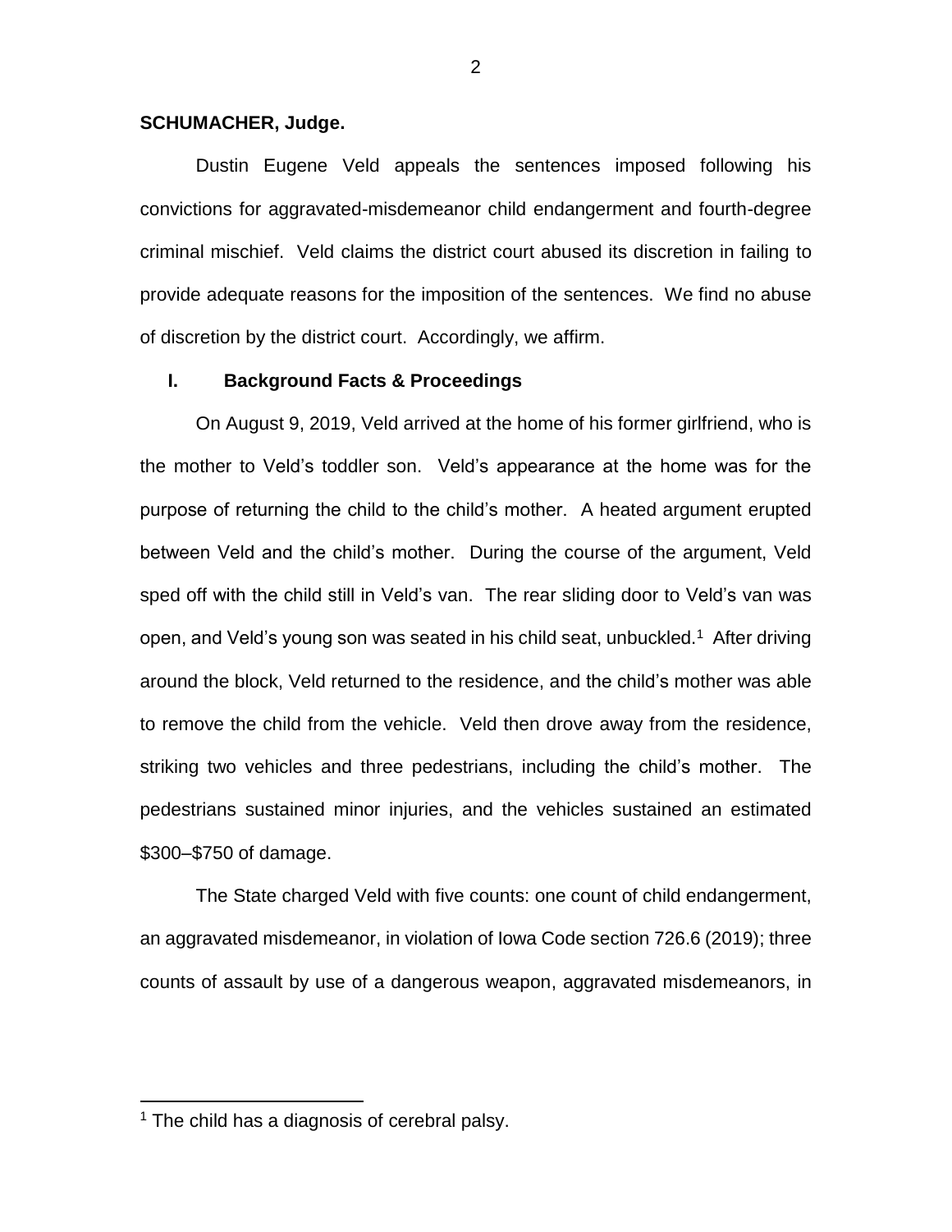**SCHUMACHER, Judge.**

Dustin Eugene Veld appeals the sentences imposed following his convictions for aggravated-misdemeanor child endangerment and fourth-degree criminal mischief. Veld claims the district court abused its discretion in failing to provide adequate reasons for the imposition of the sentences. We find no abuse of discretion by the district court. Accordingly, we affirm.

## I. Background Facts & Proceedings

On August 9, 2019, Veld arrived at the home of his former girlfriend, who is the mother to Veld's toddler son. Veld's appearance at the home was for the purpose of returning the child to the child's mother. A heated argument erupted between Veld and the child's mother. During the course of the argument, Veld sped off with the child still in Veld's van. The rear sliding door to Veld's van was open, and Veld's young son was seated in his child seat, unbuckled.[1] After driving around the block, Veld returned to the residence, and the child's mother was able to remove the child from the vehicle. Veld then drove away from the residence, striking two vehicles and three pedestrians, including the child's mother. The pedestrians sustained minor injuries, and the vehicles sustained an estimated $300–$750 of damage.

The State charged Veld with five counts: one count of child endangerment, an aggravated misdemeanor, in violation of Iowa Code section 726.6 (2019); three counts of assault by use of a dangerous weapon, aggravated misdemeanors, in

[1] The child has a diagnosis of cerebral palsy.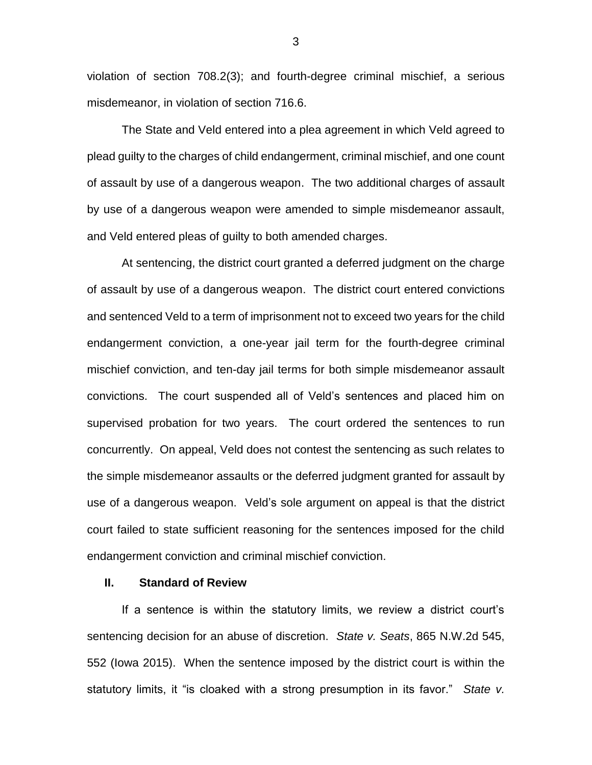violation of section 708.2(3); and fourth-degree criminal mischief, a serious misdemeanor, in violation of section 716.6.

The State and Veld entered into a plea agreement in which Veld agreed to plead guilty to the charges of child endangerment, criminal mischief, and one count of assault by use of a dangerous weapon. The two additional charges of assault by use of a dangerous weapon were amended to simple misdemeanor assault, and Veld entered pleas of guilty to both amended charges.

At sentencing, the district court granted a deferred judgment on the charge of assault by use of a dangerous weapon. The district court entered convictions and sentenced Veld to a term of imprisonment not to exceed two years for the child endangerment conviction, a one-year jail term for the fourth-degree criminal mischief conviction, and ten-day jail terms for both simple misdemeanor assault convictions. The court suspended all of Veld's sentences and placed him on supervised probation for two years. The court ordered the sentences to run concurrently. On appeal, Veld does not contest the sentencing as such relates to the simple misdemeanor assaults or the deferred judgment granted for assault by use of a dangerous weapon. Veld's sole argument on appeal is that the district court failed to state sufficient reasoning for the sentences imposed for the child endangerment conviction and criminal mischief conviction.

## II. Standard of Review

If a sentence is within the statutory limits, we review a district court's sentencing decision for an abuse of discretion. *State v. Seats*, 865 N.W.2d 545, 552 (Iowa 2015). When the sentence imposed by the district court is within the statutory limits, it "is cloaked with a strong presumption in its favor." *State v.*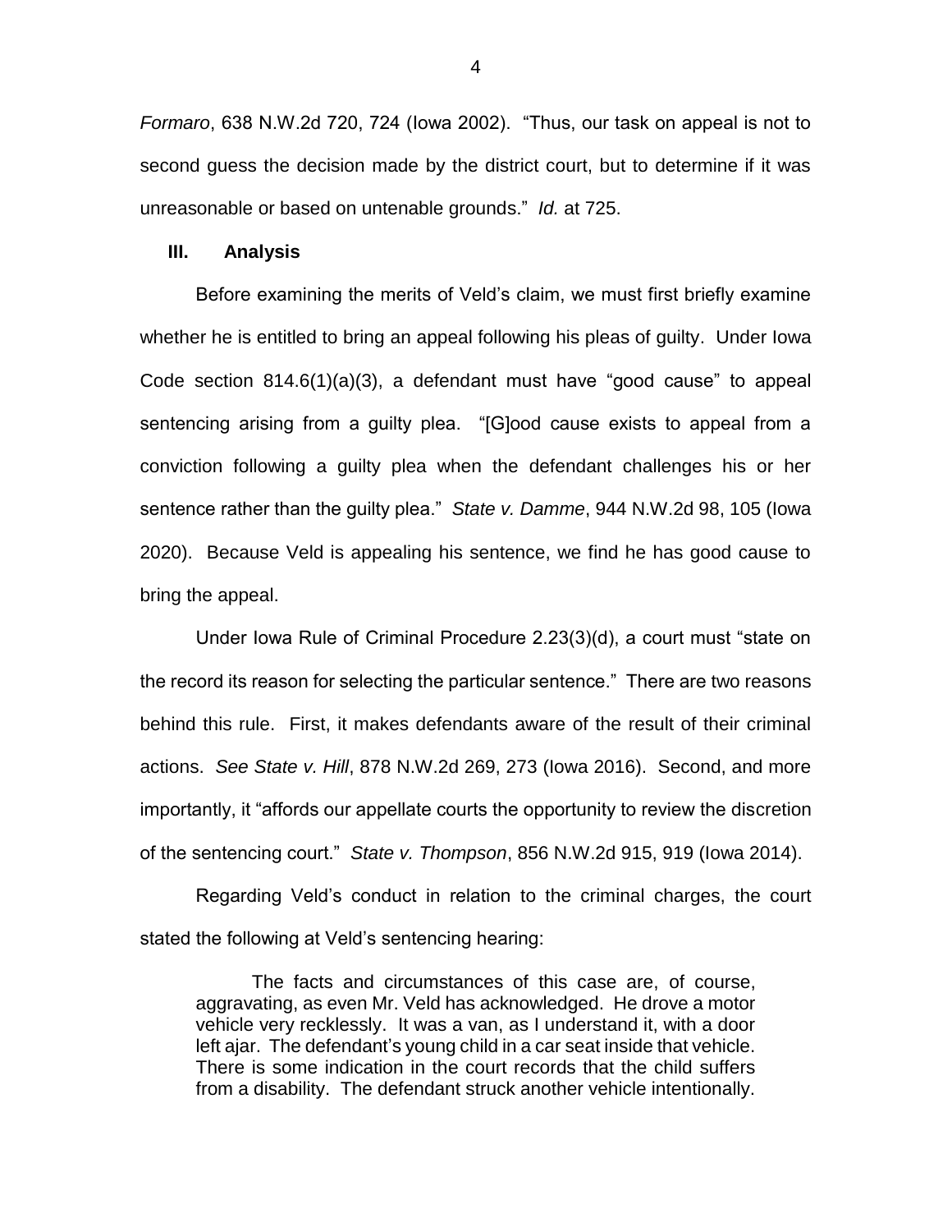*Formaro*, 638 N.W.2d 720, 724 (Iowa 2002). "Thus, our task on appeal is not to second guess the decision made by the district court, but to determine if it was unreasonable or based on untenable grounds." *Id.* at 725.

### III. Analysis

Before examining the merits of Veld's claim, we must first briefly examine whether he is entitled to bring an appeal following his pleas of guilty. Under Iowa Code section 814.6(1)(a)(3), a defendant must have "good cause" to appeal sentencing arising from a guilty plea. "[G]ood cause exists to appeal from a conviction following a guilty plea when the defendant challenges his or her sentence rather than the guilty plea." *State v. Damme*, 944 N.W.2d 98, 105 (Iowa 2020). Because Veld is appealing his sentence, we find he has good cause to bring the appeal.

Under Iowa Rule of Criminal Procedure 2.23(3)(d), a court must "state on the record its reason for selecting the particular sentence." There are two reasons behind this rule. First, it makes defendants aware of the result of their criminal actions. *See State v. Hill*, 878 N.W.2d 269, 273 (Iowa 2016). Second, and more importantly, it "affords our appellate courts the opportunity to review the discretion of the sentencing court." *State v. Thompson*, 856 N.W.2d 915, 919 (Iowa 2014).

Regarding Veld's conduct in relation to the criminal charges, the court stated the following at Veld's sentencing hearing:

> The facts and circumstances of this case are, of course, aggravating, as even Mr. Veld has acknowledged. He drove a motor vehicle very recklessly. It was a van, as I understand it, with a door left ajar. The defendant's young child in a car seat inside that vehicle. There is some indication in the court records that the child suffers from a disability. The defendant struck another vehicle intentionally.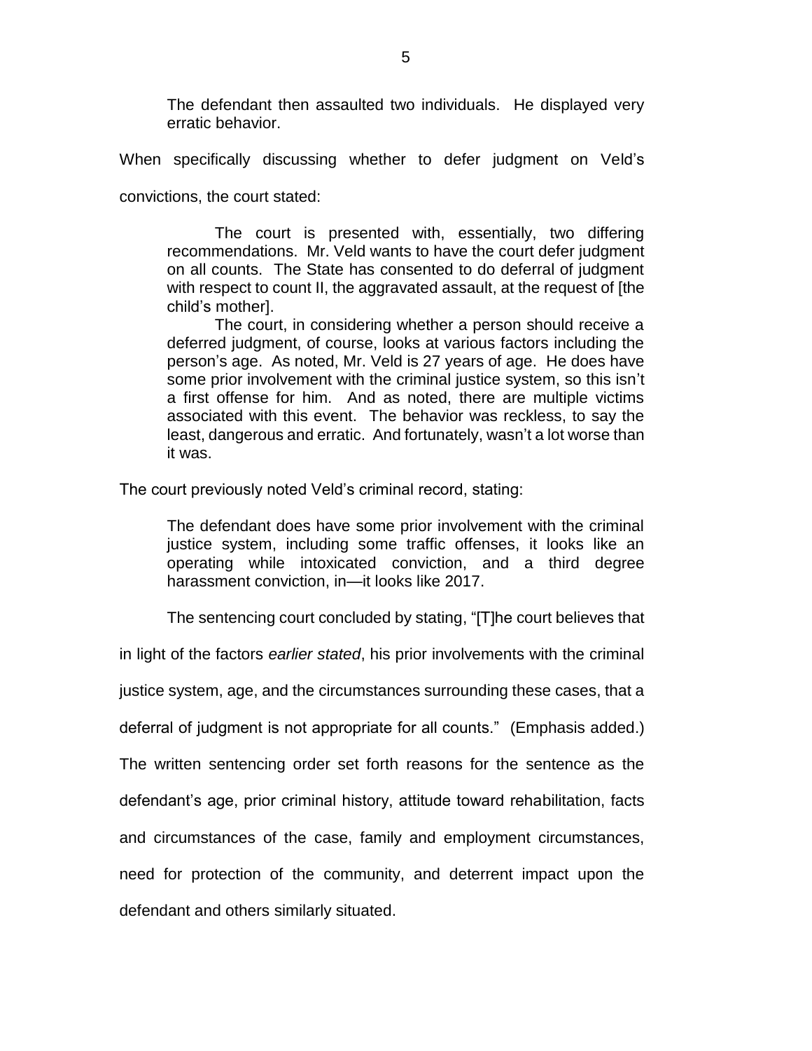> The defendant then assaulted two individuals. He displayed very erratic behavior.

When specifically discussing whether to defer judgment on Veld's convictions, the court stated:

> The court is presented with, essentially, two differing recommendations. Mr. Veld wants to have the court defer judgment on all counts. The State has consented to do deferral of judgment with respect to count II, the aggravated assault, at the request of [the child's mother].
>
> The court, in considering whether a person should receive a deferred judgment, of course, looks at various factors including the person's age. As noted, Mr. Veld is 27 years of age. He does have some prior involvement with the criminal justice system, so this isn't a first offense for him. And as noted, there are multiple victims associated with this event. The behavior was reckless, to say the least, dangerous and erratic. And fortunately, wasn't a lot worse than it was.

The court previously noted Veld's criminal record, stating:

> The defendant does have some prior involvement with the criminal justice system, including some traffic offenses, it looks like an operating while intoxicated conviction, and a third degree harassment conviction, in—it looks like 2017.

The sentencing court concluded by stating, "[T]he court believes that in light of the factors *earlier stated*, his prior involvements with the criminal justice system, age, and the circumstances surrounding these cases, that a deferral of judgment is not appropriate for all counts." (Emphasis added.) The written sentencing order set forth reasons for the sentence as the defendant's age, prior criminal history, attitude toward rehabilitation, facts and circumstances of the case, family and employment circumstances, need for protection of the community, and deterrent impact upon the defendant and others similarly situated.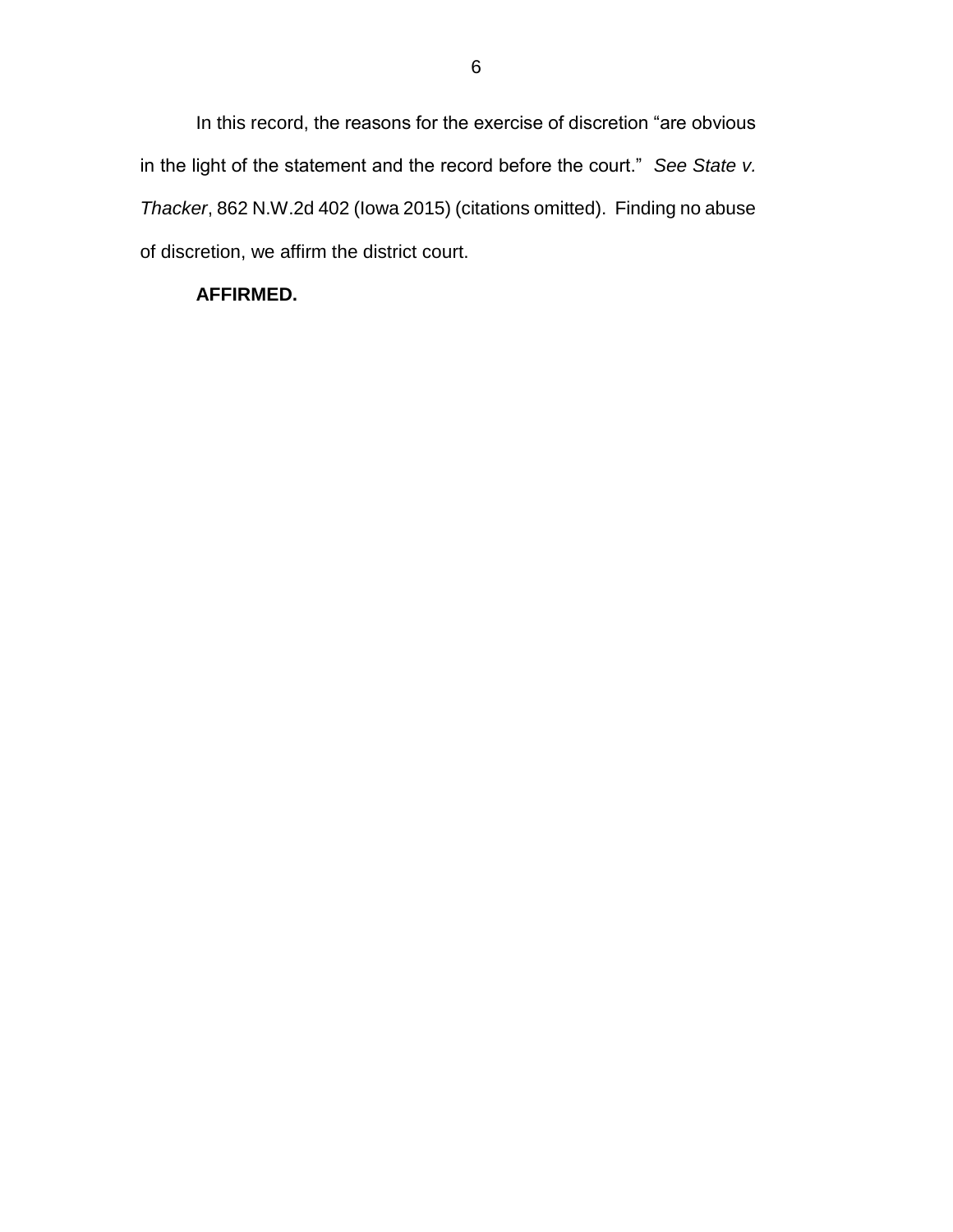In this record, the reasons for the exercise of discretion "are obvious in the light of the statement and the record before the court." *See State v. Thacker*, 862 N.W.2d 402 (Iowa 2015) (citations omitted). Finding no abuse of discretion, we affirm the district court.

**AFFIRMED.**